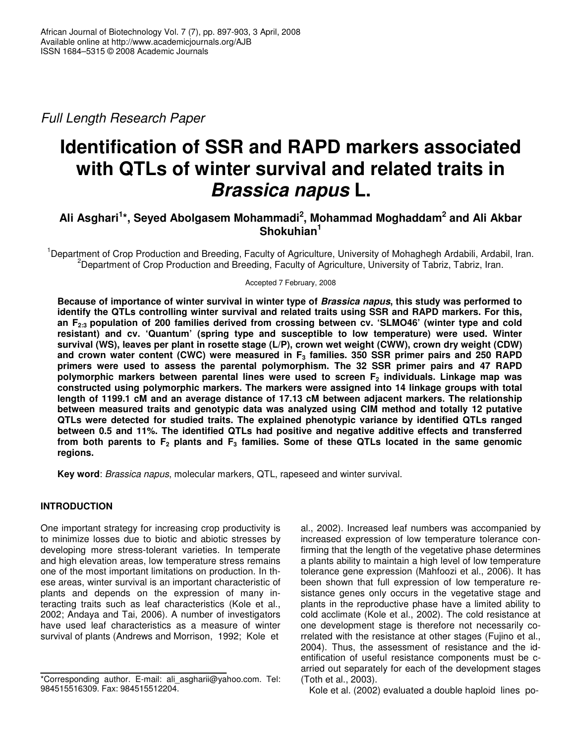*Full Length Research Paper*

# Identification of SSR and RAPD markers associated with QTLs of winter survival and related traits in *Brassica napus* L.

**Ali Asghari[1]*, Seyed Abolgasem Mohammadi[2], Mohammad Moghaddam[2] and Ali Akbar Shokuhian[1]**

[1]Department of Crop Production and Breeding, Faculty of Agriculture, University of Mohaghegh Ardabili, Ardabil, Iran.
[2]Department of Crop Production and Breeding, Faculty of Agriculture, University of Tabriz, Tabriz, Iran.

Accepted 7 February, 2008

**Because of importance of winter survival in winter type of *Brassica napus*, this study was performed to identify the QTLs controlling winter survival and related traits using SSR and RAPD markers. For this, an $F_{2:3}$ population of 200 families derived from crossing between cv. 'SLMO46' (winter type and cold resistant) and cv. 'Quantum' (spring type and susceptible to low temperature) were used. Winter survival (WS), leaves per plant in rosette stage (L/P), crown wet weight (CWW), crown dry weight (CDW) and crown water content (CWC) were measured in $F_3$ families. 350 SSR primer pairs and 250 RAPD primers were used to assess the parental polymorphism. The 32 SSR primer pairs and 47 RAPD polymorphic markers between parental lines were used to screen $F_2$ individuals. Linkage map was constructed using polymorphic markers. The markers were assigned into 14 linkage groups with total length of 1199.1 cM and an average distance of 17.13 cM between adjacent markers. The relationship between measured traits and genotypic data was analyzed using CIM method and totally 12 putative QTLs were detected for studied traits. The explained phenotypic variance by identified QTLs ranged between 0.5 and 11%. The identified QTLs had positive and negative additive effects and transferred from both parents to $F_2$ plants and $F_3$ families. Some of these QTLs located in the same genomic regions.**

**Key word**: *Brassica napus*, molecular markers, QTL, rapeseed and winter survival.

## INTRODUCTION

One important strategy for increasing crop productivity is to minimize losses due to biotic and abiotic stresses by developing more stress-tolerant varieties. In temperate and high elevation areas, low temperature stress remains one of the most important limitations on production. In these areas, winter survival is an important characteristic of plants and depends on the expression of many interacting traits such as leaf characteristics (Kole et al., 2002; Andaya and Tai, 2006). A number of investigators have used leaf characteristics as a measure of winter survival of plants (Andrews and Morrison, 1992; Kole et al., 2002). Increased leaf numbers was accompanied by increased expression of low temperature tolerance confirming that the length of the vegetative phase determines a plants ability to maintain a high level of low temperature tolerance gene expression (Mahfoozi et al., 2006). It has been shown that full expression of low temperature resistance genes only occurs in the vegetative stage and plants in the reproductive phase have a limited ability to cold acclimate (Kole et al., 2002). The cold resistance at one development stage is therefore not necessarily correlated with the resistance at other stages (Fujino et al., 2004). Thus, the assessment of resistance and the identification of useful resistance components must be carried out separately for each of the development stages (Toth et al., 2003).

Kole et al. (2002) evaluated a double haploid lines po-

*Corresponding author. E-mail: ali_asgharii@yahoo.com. Tel: 984515516309. Fax: 984515512204.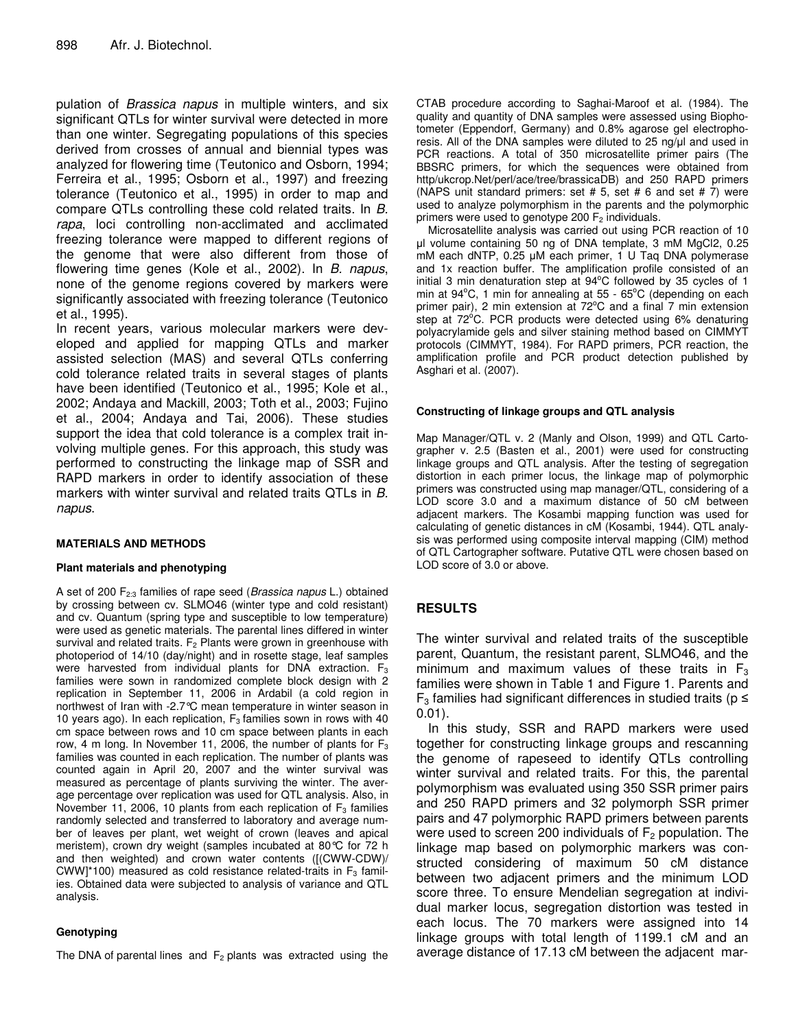pulation of *Brassica napus* in multiple winters, and six significant QTLs for winter survival were detected in more than one winter. Segregating populations of this species derived from crosses of annual and biennial types was analyzed for flowering time (Teutonico and Osborn, 1994; Ferreira et al., 1995; Osborn et al., 1997) and freezing tolerance (Teutonico et al., 1995) in order to map and compare QTLs controlling these cold related traits. In *B. rapa*, loci controlling non-acclimated and acclimated freezing tolerance were mapped to different regions of the genome that were also different from those of flowering time genes (Kole et al., 2002). In *B. napus*, none of the genome regions covered by markers were significantly associated with freezing tolerance (Teutonico et al., 1995).

In recent years, various molecular markers were developed and applied for mapping QTLs and marker assisted selection (MAS) and several QTLs conferring cold tolerance related traits in several stages of plants have been identified (Teutonico et al., 1995; Kole et al., 2002; Andaya and Mackill, 2003; Toth et al., 2003; Fujino et al., 2004; Andaya and Tai, 2006). These studies support the idea that cold tolerance is a complex trait involving multiple genes. For this approach, this study was performed to constructing the linkage map of SSR and RAPD markers in order to identify association of these markers with winter survival and related traits QTLs in *B. napus*.

## MATERIALS AND METHODS

### Plant materials and phenotyping

A set of 200 $F_{2:3}$ families of rape seed (*Brassica napus* L.) obtained by crossing between cv. SLMO46 (winter type and cold resistant) and cv. Quantum (spring type and susceptible to low temperature) were used as genetic materials. The parental lines differed in winter survival and related traits. $F_2$ Plants were grown in greenhouse with photoperiod of 14/10 (day/night) and in rosette stage, leaf samples were harvested from individual plants for DNA extraction. $F_3$ families were sown in randomized complete block design with 2 replication in September 11, 2006 in Ardabil (a cold region in northwest of Iran with -2.7°C mean temperature in winter season in 10 years ago). In each replication, $F_3$ families sown in rows with 40 cm space between rows and 10 cm space between plants in each row, 4 m long. In November 11, 2006, the number of plants for $F_3$ families was counted in each replication. The number of plants was counted again in April 20, 2007 and the winter survival was measured as percentage of plants surviving the winter. The average percentage over replication was used for QTL analysis. Also, in November 11, 2006, 10 plants from each replication of $F_3$ families randomly selected and transferred to laboratory and average number of leaves per plant, wet weight of crown (leaves and apical meristem), crown dry weight (samples incubated at 80°C for 72 h and then weighted) and crown water contents ([(CWW-CDW)/CWW]*100) measured as cold resistance related-traits in $F_3$ families. Obtained data were subjected to analysis of variance and QTL analysis.

### Genotyping

The DNA of parental lines and $F_2$ plants was extracted using the CTAB procedure according to Saghai-Maroof et al. (1984). The quality and quantity of DNA samples were assessed using Biophotometer (Eppendorf, Germany) and 0.8% agarose gel electrophoresis. All of the DNA samples were diluted to 25 ng/µl and used in PCR reactions. A total of 350 microsatellite primer pairs (The BBSRC primers, for which the sequences were obtained from http/ukcrop.Net/perl/ace/tree/brassicaDB) and 250 RAPD primers (NAPS unit standard primers: set # 5, set # 6 and set # 7) were used to analyze polymorphism in the parents and the polymorphic primers were used to genotype 200 $F_2$ individuals.

Microsatellite analysis was carried out using PCR reaction of 10 µl volume containing 50 ng of DNA template, 3 mM MgCl2, 0.25 mM each dNTP, 0.25 µM each primer, 1 U Taq DNA polymerase and 1x reaction buffer. The amplification profile consisted of an initial 3 min denaturation step at 94°C followed by 35 cycles of 1 min at 94°C, 1 min for annealing at 55 - 65°C (depending on each primer pair), 2 min extension at 72°C and a final 7 min extension step at 72°C. PCR products were detected using 6% denaturing polyacrylamide gels and silver staining method based on CIMMYT protocols (CIMMYT, 1984). For RAPD primers, PCR reaction, the amplification profile and PCR product detection published by Asghari et al. (2007).

### Constructing of linkage groups and QTL analysis

Map Manager/QTL v. 2 (Manly and Olson, 1999) and QTL Cartographer v. 2.5 (Basten et al., 2001) were used for constructing linkage groups and QTL analysis. After the testing of segregation distortion in each primer locus, the linkage map of polymorphic primers was constructed using map manager/QTL, considering of a LOD score 3.0 and a maximum distance of 50 cM between adjacent markers. The Kosambi mapping function was used for calculating of genetic distances in cM (Kosambi, 1944). QTL analysis was performed using composite interval mapping (CIM) method of QTL Cartographer software. Putative QTL were chosen based on LOD score of 3.0 or above.

## RESULTS

The winter survival and related traits of the susceptible parent, Quantum, the resistant parent, SLMO46, and the minimum and maximum values of these traits in $F_3$ families were shown in Table 1 and Figure 1. Parents and $F_3$ families had significant differences in studied traits ($p \leq 0.01$).

In this study, SSR and RAPD markers were used together for constructing linkage groups and rescanning the genome of rapeseed to identify QTLs controlling winter survival and related traits. For this, the parental polymorphism was evaluated using 350 SSR primer pairs and 250 RAPD primers and 32 polymorph SSR primer pairs and 47 polymorphic RAPD primers between parents were used to screen 200 individuals of $F_2$ population. The linkage map based on polymorphic markers was constructed considering of maximum 50 cM distance between two adjacent primers and the minimum LOD score three. To ensure Mendelian segregation at individual marker locus, segregation distortion was tested in each locus. The 70 markers were assigned into 14 linkage groups with total length of 1199.1 cM and an average distance of 17.13 cM between the adjacent mar-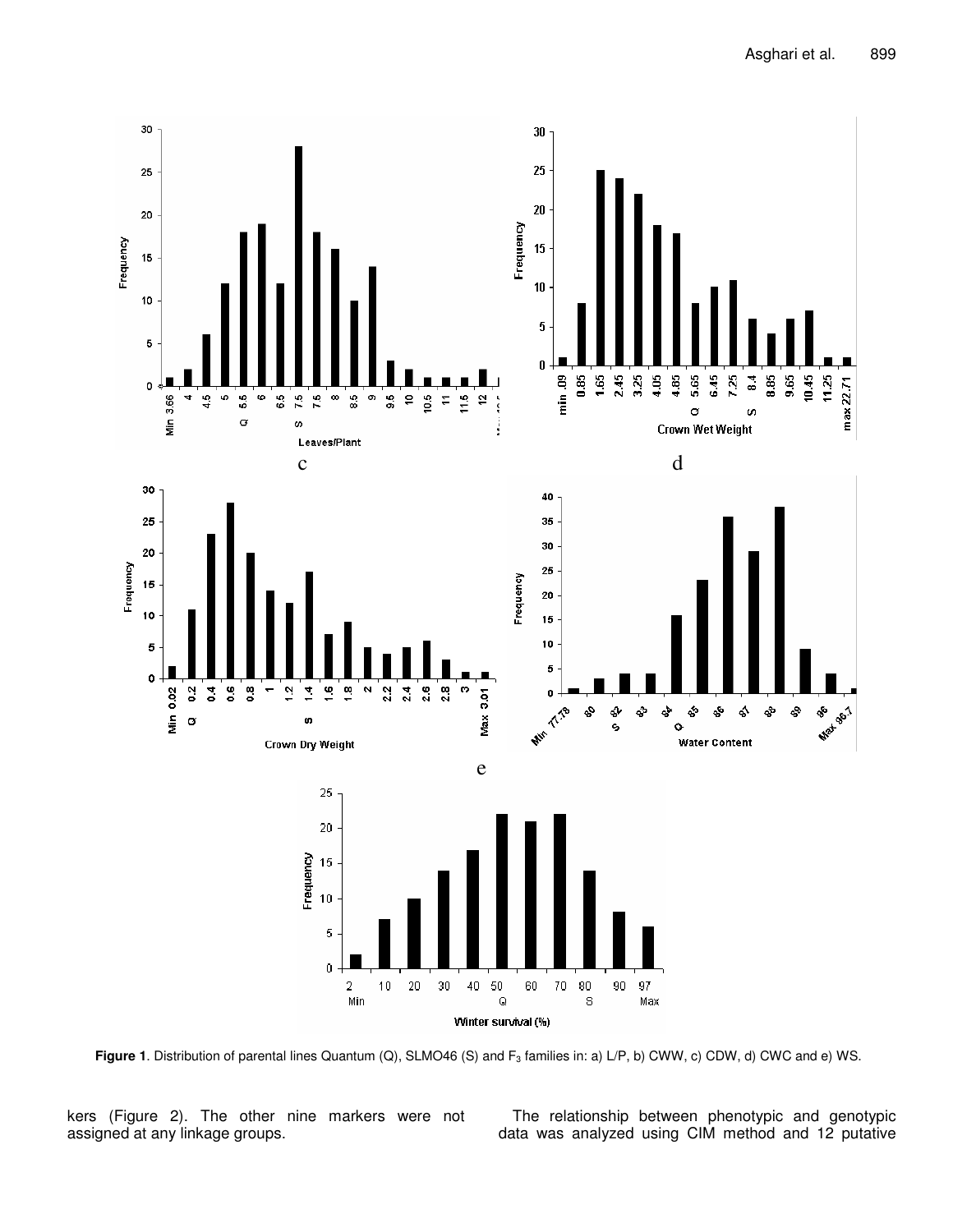**Figure 1**. Distribution of parental lines Quantum (Q), SLMO46 (S) and $F_3$ families in: a) L/P, b) CWW, c) CDW, d) CWC and e) WS.

kers (Figure 2). The other nine markers were not assigned at any linkage groups.

The relationship between phenotypic and genotypic data was analyzed using CIM method and 12 putative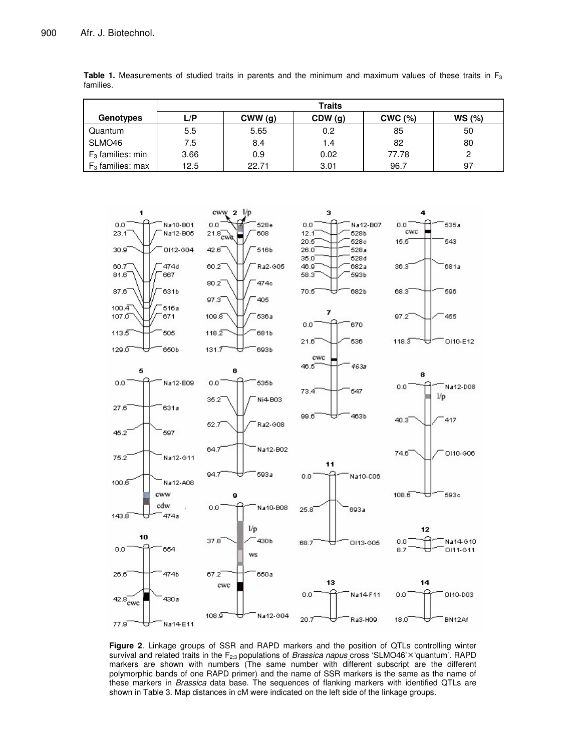**Table 1.** Measurements of studied traits in parents and the minimum and maximum values of these traits in $F_3$ families.

| | Traits | | | | |
|---|---|---|---|---|---|
| **Genotypes** | **L/P** | **CWW (g)** | **CDW (g)** | **CWC (%)** | **WS (%)** |
| Quantum | 5.5 | 5.65 | 0.2 | 85 | 50 |
| SLMO46 | 7.5 | 8.4 | 1.4 | 82 | 80 |
| $F_3$ families: min | 3.66 | 0.9 | 0.02 | 77.78 | 2 |
| $F_3$ families: max | 12.5 | 22.71 | 3.01 | 96.7 | 97 |

**Figure 2**. Linkage groups of SSR and RAPD markers and the position of QTLs controlling winter survival and related traits in the $F_{2:3}$ populations of *Brassica napus* cross 'SLMO46'×'quantum'. RAPD markers are shown with numbers (The same number with different subscript are the different polymorphic bands of one RAPD primer) and the name of SSR markers is the same as the name of these markers in *Brassica* data base. The sequences of flanking markers with identified QTLs are shown in Table 3. Map distances in cM were indicated on the left side of the linkage groups.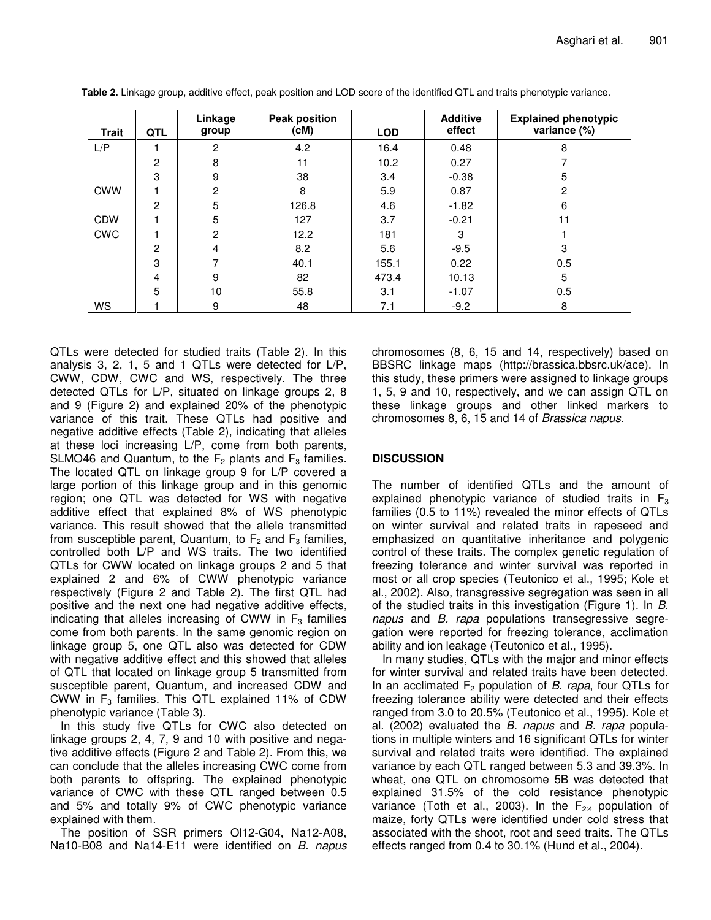**Table 2.** Linkage group, additive effect, peak position and LOD score of the identified QTL and traits phenotypic variance.

| Trait | QTL | Linkage group | Peak position (cM) | LOD | Additive effect | Explained phenotypic variance (%) |
|---|---|---|---|---|---|---|
| L/P | 1 | 2 | 4.2 | 16.4 | 0.48 | 8 |
| | 2 | 8 | 11 | 10.2 | 0.27 | 7 |
| | 3 | 9 | 38 | 3.4 | -0.38 | 5 |
| CWW | 1 | 2 | 8 | 5.9 | 0.87 | 2 |
| | 2 | 5 | 126.8 | 4.6 | -1.82 | 6 |
| CDW | 1 | 5 | 127 | 3.7 | -0.21 | 11 |
| CWC | 1 | 2 | 12.2 | 181 | 3 | 1 |
| | 2 | 4 | 8.2 | 5.6 | -9.5 | 3 |
| | 3 | 7 | 40.1 | 155.1 | 0.22 | 0.5 |
| | 4 | 9 | 82 | 473.4 | 10.13 | 5 |
| | 5 | 10 | 55.8 | 3.1 | -1.07 | 0.5 |
| WS | 1 | 9 | 48 | 7.1 | -9.2 | 8 |

QTLs were detected for studied traits (Table 2). In this analysis 3, 2, 1, 5 and 1 QTLs were detected for L/P, CWW, CDW, CWC and WS, respectively. The three detected QTLs for L/P, situated on linkage groups 2, 8 and 9 (Figure 2) and explained 20% of the phenotypic variance of this trait. These QTLs had positive and negative additive effects (Table 2), indicating that alleles at these loci increasing L/P, come from both parents, SLMO46 and Quantum, to the $F_2$ plants and $F_3$ families. The located QTL on linkage group 9 for L/P covered a large portion of this linkage group and in this genomic region; one QTL was detected for WS with negative additive effect that explained 8% of WS phenotypic variance. This result showed that the allele transmitted from susceptible parent, Quantum, to $F_2$ and $F_3$ families, controlled both L/P and WS traits. The two identified QTLs for CWW located on linkage groups 2 and 5 that explained 2 and 6% of CWW phenotypic variance respectively (Figure 2 and Table 2). The first QTL had positive and the next one had negative additive effects, indicating that alleles increasing of CWW in $F_3$ families come from both parents. In the same genomic region on linkage group 5, one QTL also was detected for CDW with negative additive effect and this showed that alleles of QTL that located on linkage group 5 transmitted from susceptible parent, Quantum, and increased CDW and CWW in $F_3$ families. This QTL explained 11% of CDW phenotypic variance (Table 3).

In this study five QTLs for CWC also detected on linkage groups 2, 4, 7, 9 and 10 with positive and negative additive effects (Figure 2 and Table 2). From this, we can conclude that the alleles increasing CWC come from both parents to offspring. The explained phenotypic variance of CWC with these QTL ranged between 0.5 and 5% and totally 9% of CWC phenotypic variance explained with them.

The position of SSR primers Ol12-G04, Na12-A08, Na10-B08 and Na14-E11 were identified on *B. napus* chromosomes (8, 6, 15 and 14, respectively) based on BBSRC linkage maps (http://brassica.bbsrc.uk/ace). In this study, these primers were assigned to linkage groups 1, 5, 9 and 10, respectively, and we can assign QTL on these linkage groups and other linked markers to chromosomes 8, 6, 15 and 14 of *Brassica napus*.

## DISCUSSION

The number of identified QTLs and the amount of explained phenotypic variance of studied traits in $F_3$ families (0.5 to 11%) revealed the minor effects of QTLs on winter survival and related traits in rapeseed and emphasized on quantitative inheritance and polygenic control of these traits. The complex genetic regulation of freezing tolerance and winter survival was reported in most or all crop species (Teutonico et al., 1995; Kole et al., 2002). Also, transgressive segregation was seen in all of the studied traits in this investigation (Figure 1). In *B. napus* and *B. rapa* populations transegressive segregation were reported for freezing tolerance, acclimation ability and ion leakage (Teutonico et al., 1995).

In many studies, QTLs with the major and minor effects for winter survival and related traits have been detected. In an acclimated $F_2$ population of *B. rapa*, four QTLs for freezing tolerance ability were detected and their effects ranged from 3.0 to 20.5% (Teutonico et al., 1995). Kole et al. (2002) evaluated the *B. napus* and *B. rapa* populations in multiple winters and 16 significant QTLs for winter survival and related traits were identified. The explained variance by each QTL ranged between 5.3 and 39.3%. In wheat, one QTL on chromosome 5B was detected that explained 31.5% of the cold resistance phenotypic variance (Toth et al., 2003). In the $F_{2:4}$ population of maize, forty QTLs were identified under cold stress that associated with the shoot, root and seed traits. The QTLs effects ranged from 0.4 to 30.1% (Hund et al., 2004).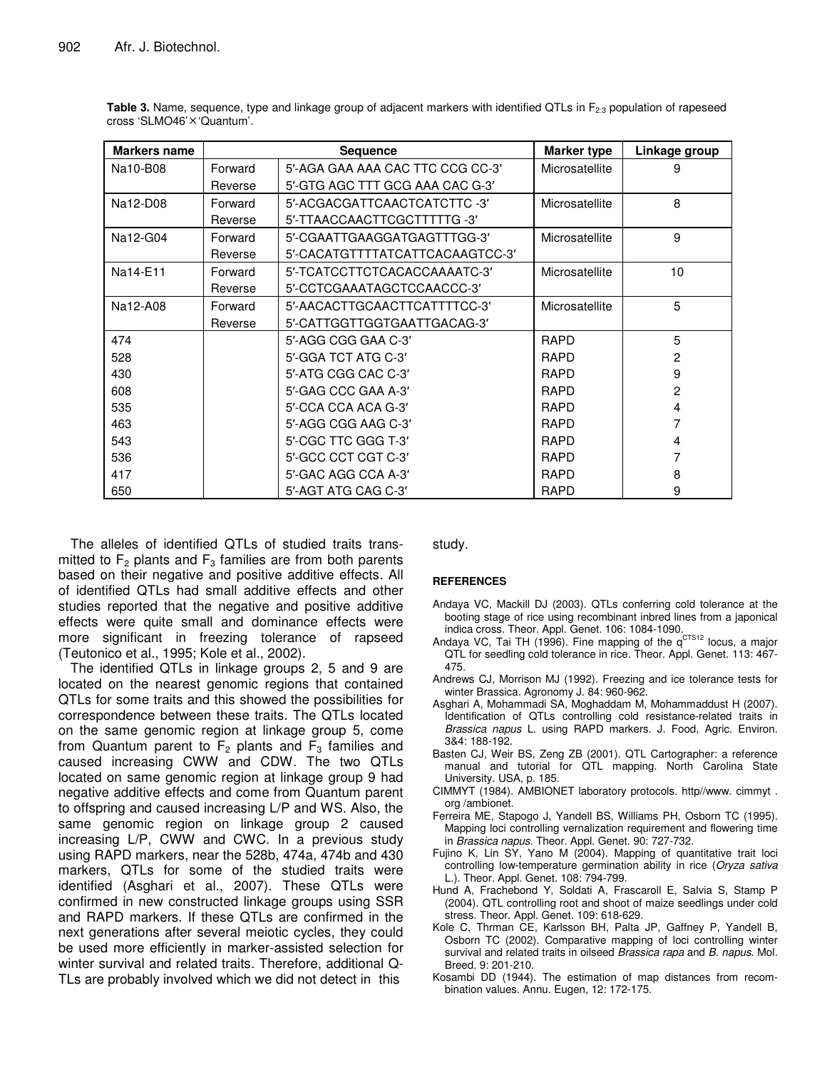**Table 3.** Name, sequence, type and linkage group of adjacent markers with identified QTLs in $F_{2:3}$ population of rapeseed cross 'SLMO46'×'Quantum'.

| Markers name | Sequence | | Marker type | Linkage group |
|---|---|---|---|---|
| Na10-B08 | Forward | 5′-AGA GAA AAA CAC TTC CCG CC-3′ | Microsatellite | 9 |
| | Reverse | 5′-GTG AGC TTT GCG AAA CAC G-3′ | | |
| Na12-D08 | Forward | 5′-ACGACGATTCAACTCATCTTC -3′ | Microsatellite | 8 |
| | Reverse | 5′-TTAACCAACTTCGCTTTTTG -3′ | | |
| Na12-G04 | Forward | 5′-CGAATTGAAGGATGAGTTTGG-3′ | Microsatellite | 9 |
| | Reverse | 5′-CACATGTTTTATCATTCACAAGTCC-3′ | | |
| Na14-E11 | Forward | 5′-TCATCCTTCTCACACCAAAATC-3′ | Microsatellite | 10 |
| | Reverse | 5′-CCTCGAAATAGCTCCAACCC-3′ | | |
| Na12-A08 | Forward | 5′-AACACTTGCAACTTCATTTTCC-3′ | Microsatellite | 5 |
| | Reverse | 5′-CATTGGTTGGTGAATTGACAG-3′ | | |
| 474 | | 5′-AGG CGG GAA C-3′ | RAPD | 5 |
| 528 | | 5′-GGA TCT ATG C-3′ | RAPD | 2 |
| 430 | | 5′-ATG CGG CAC C-3′ | RAPD | 9 |
| 608 | | 5′-GAG CCC GAA A-3′ | RAPD | 2 |
| 535 | | 5′-CCA CCA ACA G-3′ | RAPD | 4 |
| 463 | | 5′-AGG CGG AAG C-3′ | RAPD | 7 |
| 543 | | 5′-CGC TTC GGG T-3′ | RAPD | 4 |
| 536 | | 5′-GCC CCT CGT C-3′ | RAPD | 7 |
| 417 | | 5′-GAC AGG CCA A-3′ | RAPD | 8 |
| 650 | | 5′-AGT ATG CAG C-3′ | RAPD | 9 |

The alleles of identified QTLs of studied traits transmitted to $F_2$ plants and $F_3$ families are from both parents based on their negative and positive additive effects. All of identified QTLs had small additive effects and other studies reported that the negative and positive additive effects were quite small and dominance effects were more significant in freezing tolerance of rapseed (Teutonico et al., 1995; Kole et al., 2002).

The identified QTLs in linkage groups 2, 5 and 9 are located on the nearest genomic regions that contained QTLs for some traits and this showed the possibilities for correspondence between these traits. The QTLs located on the same genomic region at linkage group 5, come from Quantum parent to $F_2$ plants and $F_3$ families and caused increasing CWW and CDW. The two QTLs located on same genomic region at linkage group 9 had negative additive effects and come from Quantum parent to offspring and caused increasing L/P and WS. Also, the same genomic region on linkage group 2 caused increasing L/P, CWW and CWC. In a previous study using RAPD markers, near the 528b, 474a, 474b and 430 markers, QTLs for some of the studied traits were identified (Asghari et al., 2007). These QTLs were confirmed in new constructed linkage groups using SSR and RAPD markers. If these QTLs are confirmed in the next generations after several meiotic cycles, they could be used more efficiently in marker-assisted selection for winter survival and related traits. Therefore, additional Q-TLs are probably involved which we did not detect in this study.

## REFERENCES

Andaya VC, Mackill DJ (2003). QTLs conferring cold tolerance at the booting stage of rice using recombinant inbred lines from a japonical indica cross. Theor. Appl. Genet. 106: 1084-1090.

Andaya VC, Tai TH (1996). Fine mapping of the $q^{CTS12}$ locus, a major QTL for seedling cold tolerance in rice. Theor. Appl. Genet. 113: 467-475.

Andrews CJ, Morrison MJ (1992). Freezing and ice tolerance tests for winter Brassica. Agronomy J. 84: 960-962.

Asghari A, Mohammadi SA, Moghaddam M, Mohammaddust H (2007). Identification of QTLs controlling cold resistance-related traits in *Brassica napus* L. using RAPD markers. J. Food, Agric. Environ. 3&4: 188-192.

Basten CJ, Weir BS, Zeng ZB (2001). QTL Cartographer: a reference manual and tutorial for QTL mapping. North Carolina State University. USA, p. 185.

CIMMYT (1984). AMBIONET laboratory protocols. http//www. cimmyt . org /ambionet.

Ferreira ME, Stapogo J, Yandell BS, Williams PH, Osborn TC (1995). Mapping loci controlling vernalization requirement and flowering time in *Brassica napus*. Theor. Appl. Genet. 90: 727-732.

Fujino K, Lin SY, Yano M (2004). Mapping of quantitative trait loci controlling low-temperature germination ability in rice (*Oryza sativa* L.). Theor. Appl. Genet. 108: 794-799.

Hund A, Frachebond Y, Soldati A, Frascaroll E, Salvia S, Stamp P (2004). QTL controlling root and shoot of maize seedlings under cold stress. Theor. Appl. Genet. 109: 618-629.

Kole C, Thrman CE, Karlsson BH, Palta JP, Gaffney P, Yandell B, Osborn TC (2002). Comparative mapping of loci controlling winter survival and related traits in oilseed *Brassica rapa* and *B. napus*. Mol. Breed. 9: 201-210.

Kosambi DD (1944). The estimation of map distances from recombination values. Annu. Eugen, 12: 172-175.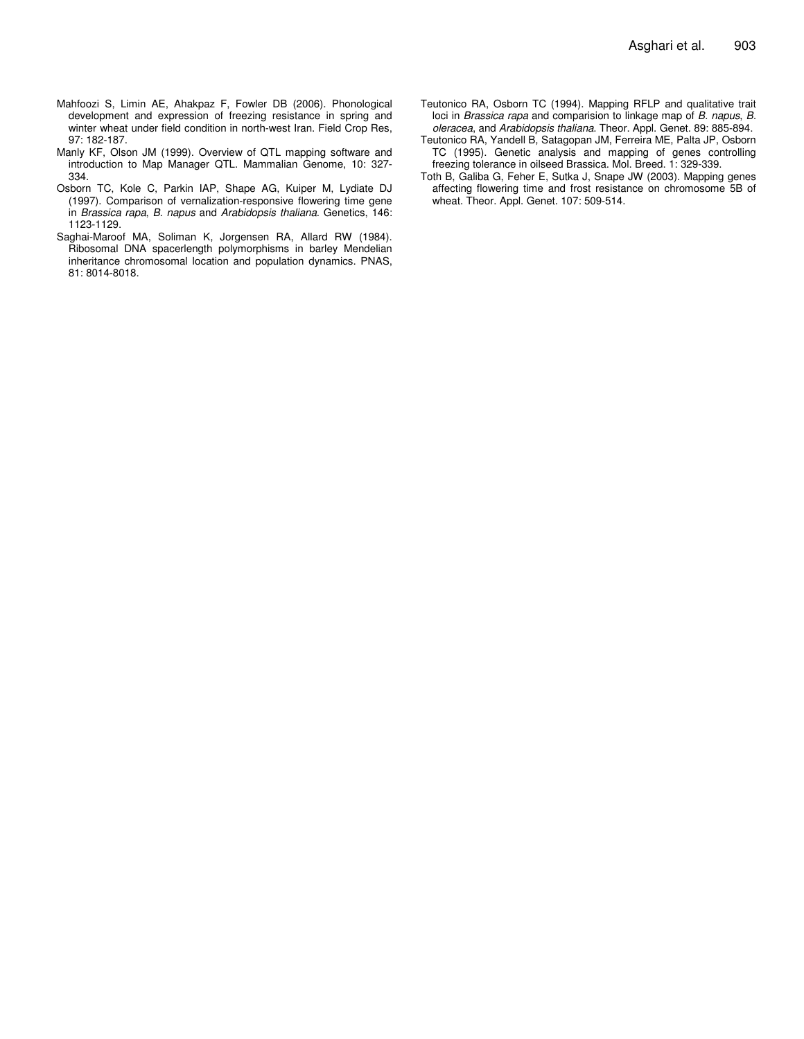Mahfoozi S, Limin AE, Ahakpaz F, Fowler DB (2006). Phonological development and expression of freezing resistance in spring and winter wheat under field condition in north-west Iran. Field Crop Res, 97: 182-187.

Manly KF, Olson JM (1999). Overview of QTL mapping software and introduction to Map Manager QTL. Mammalian Genome, 10: 327-334.

Osborn TC, Kole C, Parkin IAP, Shape AG, Kuiper M, Lydiate DJ (1997). Comparison of vernalization-responsive flowering time gene in *Brassica rapa*, *B. napus* and *Arabidopsis thaliana*. Genetics, 146: 1123-1129.

Saghai-Maroof MA, Soliman K, Jorgensen RA, Allard RW (1984). Ribosomal DNA spacerlength polymorphisms in barley Mendelian inheritance chromosomal location and population dynamics. PNAS, 81: 8014-8018.

Teutonico RA, Osborn TC (1994). Mapping RFLP and qualitative trait loci in *Brassica rapa* and comparision to linkage map of *B. napus*, *B. oleracea*, and *Arabidopsis thaliana*. Theor. Appl. Genet. 89: 885-894.

Teutonico RA, Yandell B, Satagopan JM, Ferreira ME, Palta JP, Osborn TC (1995). Genetic analysis and mapping of genes controlling freezing tolerance in oilseed Brassica. Mol. Breed. 1: 329-339.

Toth B, Galiba G, Feher E, Sutka J, Snape JW (2003). Mapping genes affecting flowering time and frost resistance on chromosome 5B of wheat. Theor. Appl. Genet. 107: 509-514.